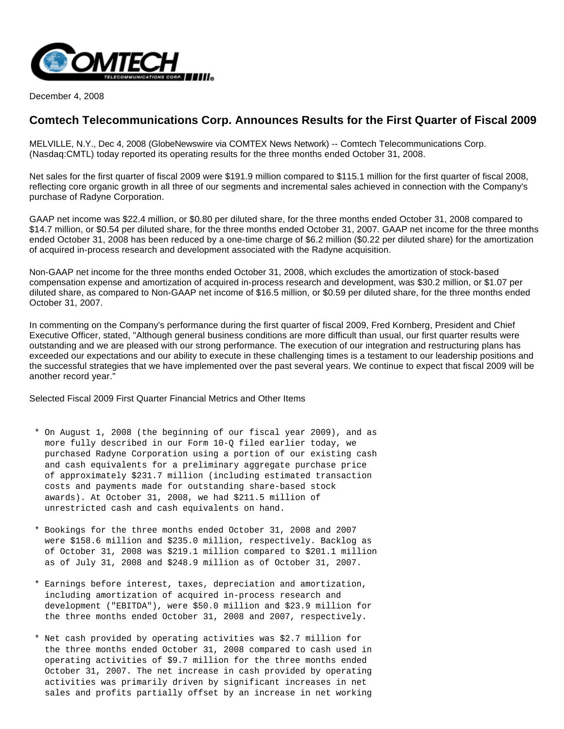December 4, 2008

## Comtech Telecommunications Corp. Announces Results for the First Quarter of Fiscal 2009

MELVILLE, N.Y., Dec 4, 2008 (GlobeNewswire via COMTEX News Network) -- Comtech Telecommunications Corp. (Nasdaq:CMTL) today reported its operating results for the three months ended October 31, 2008.

Net sales for the first quarter of fiscal 2009 were $191.9 million compared to $115.1 million for the first quarter of fiscal 2008, reflecting core organic growth in all three of our segments and incremental sales achieved in connection with the Company's purchase of Radyne Corporation.

GAAP net income was $22.4 million, or $0.80 per diluted share, for the three months ended October 31, 2008 compared to $14.7 million, or $0.54 per diluted share, for the three months ended October 31, 2007. GAAP net income for the three months ended October 31, 2008 has been reduced by a one-time charge of $6.2 million ($0.22 per diluted share) for the amortization of acquired in-process research and development associated with the Radyne acquisition.

Non-GAAP net income for the three months ended October 31, 2008, which excludes the amortization of stock-based compensation expense and amortization of acquired in-process research and development, was $30.2 million, or $1.07 per diluted share, as compared to Non-GAAP net income of $16.5 million, or $0.59 per diluted share, for the three months ended October 31, 2007.

In commenting on the Company's performance during the first quarter of fiscal 2009, Fred Kornberg, President and Chief Executive Officer, stated, "Although general business conditions are more difficult than usual, our first quarter results were outstanding and we are pleased with our strong performance. The execution of our integration and restructuring plans has exceeded our expectations and our ability to execute in these challenging times is a testament to our leadership positions and the successful strategies that we have implemented over the past several years. We continue to expect that fiscal 2009 will be another record year."

Selected Fiscal 2009 First Quarter Financial Metrics and Other Items

* On August 1, 2008 (the beginning of our fiscal year 2009), and as more fully described in our Form 10-Q filed earlier today, we purchased Radyne Corporation using a portion of our existing cash and cash equivalents for a preliminary aggregate purchase price of approximately $231.7 million (including estimated transaction costs and payments made for outstanding share-based stock awards). At October 31, 2008, we had $211.5 million of unrestricted cash and cash equivalents on hand.

* Bookings for the three months ended October 31, 2008 and 2007 were $158.6 million and $235.0 million, respectively. Backlog as of October 31, 2008 was $219.1 million compared to $201.1 million as of July 31, 2008 and $248.9 million as of October 31, 2007.

* Earnings before interest, taxes, depreciation and amortization, including amortization of acquired in-process research and development ("EBITDA"), were $50.0 million and $23.9 million for the three months ended October 31, 2008 and 2007, respectively.

* Net cash provided by operating activities was $2.7 million for the three months ended October 31, 2008 compared to cash used in operating activities of $9.7 million for the three months ended October 31, 2007. The net increase in cash provided by operating activities was primarily driven by significant increases in net sales and profits partially offset by an increase in net working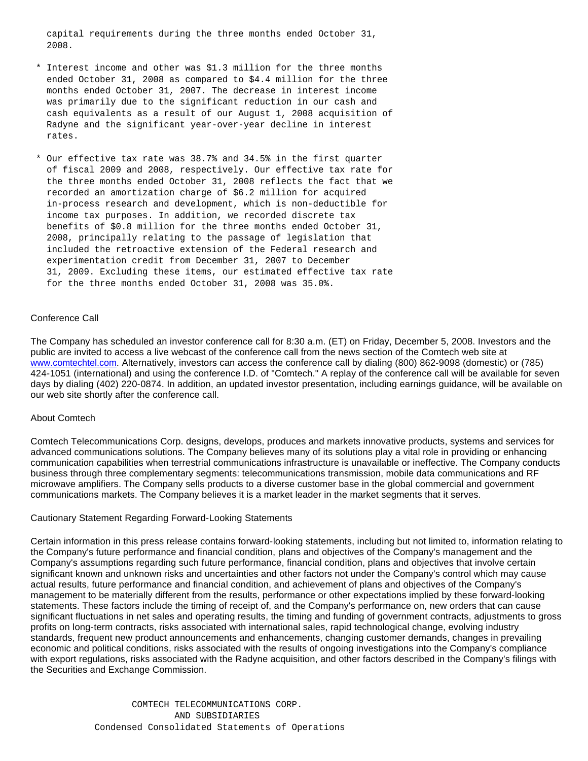capital requirements during the three months ended October 31, 2008.

* Interest income and other was $1.3 million for the three months ended October 31, 2008 as compared to $4.4 million for the three months ended October 31, 2007. The decrease in interest income was primarily due to the significant reduction in our cash and cash equivalents as a result of our August 1, 2008 acquisition of Radyne and the significant year-over-year decline in interest rates.

* Our effective tax rate was 38.7% and 34.5% in the first quarter of fiscal 2009 and 2008, respectively. Our effective tax rate for the three months ended October 31, 2008 reflects the fact that we recorded an amortization charge of $6.2 million for acquired in-process research and development, which is non-deductible for income tax purposes. In addition, we recorded discrete tax benefits of $0.8 million for the three months ended October 31, 2008, principally relating to the passage of legislation that included the retroactive extension of the Federal research and experimentation credit from December 31, 2007 to December 31, 2009. Excluding these items, our estimated effective tax rate for the three months ended October 31, 2008 was 35.0%.

## Conference Call

The Company has scheduled an investor conference call for 8:30 a.m. (ET) on Friday, December 5, 2008. Investors and the public are invited to access a live webcast of the conference call from the news section of the Comtech web site at www.comtechtel.com. Alternatively, investors can access the conference call by dialing (800) 862-9098 (domestic) or (785) 424-1051 (international) and using the conference I.D. of "Comtech." A replay of the conference call will be available for seven days by dialing (402) 220-0874. In addition, an updated investor presentation, including earnings guidance, will be available on our web site shortly after the conference call.

## About Comtech

Comtech Telecommunications Corp. designs, develops, produces and markets innovative products, systems and services for advanced communications solutions. The Company believes many of its solutions play a vital role in providing or enhancing communication capabilities when terrestrial communications infrastructure is unavailable or ineffective. The Company conducts business through three complementary segments: telecommunications transmission, mobile data communications and RF microwave amplifiers. The Company sells products to a diverse customer base in the global commercial and government communications markets. The Company believes it is a market leader in the market segments that it serves.

## Cautionary Statement Regarding Forward-Looking Statements

Certain information in this press release contains forward-looking statements, including but not limited to, information relating to the Company's future performance and financial condition, plans and objectives of the Company's management and the Company's assumptions regarding such future performance, financial condition, plans and objectives that involve certain significant known and unknown risks and uncertainties and other factors not under the Company's control which may cause actual results, future performance and financial condition, and achievement of plans and objectives of the Company's management to be materially different from the results, performance or other expectations implied by these forward-looking statements. These factors include the timing of receipt of, and the Company's performance on, new orders that can cause significant fluctuations in net sales and operating results, the timing and funding of government contracts, adjustments to gross profits on long-term contracts, risks associated with international sales, rapid technological change, evolving industry standards, frequent new product announcements and enhancements, changing customer demands, changes in prevailing economic and political conditions, risks associated with the results of ongoing investigations into the Company's compliance with export regulations, risks associated with the Radyne acquisition, and other factors described in the Company's filings with the Securities and Exchange Commission.

COMTECH TELECOMMUNICATIONS CORP.
AND SUBSIDIARIES
Condensed Consolidated Statements of Operations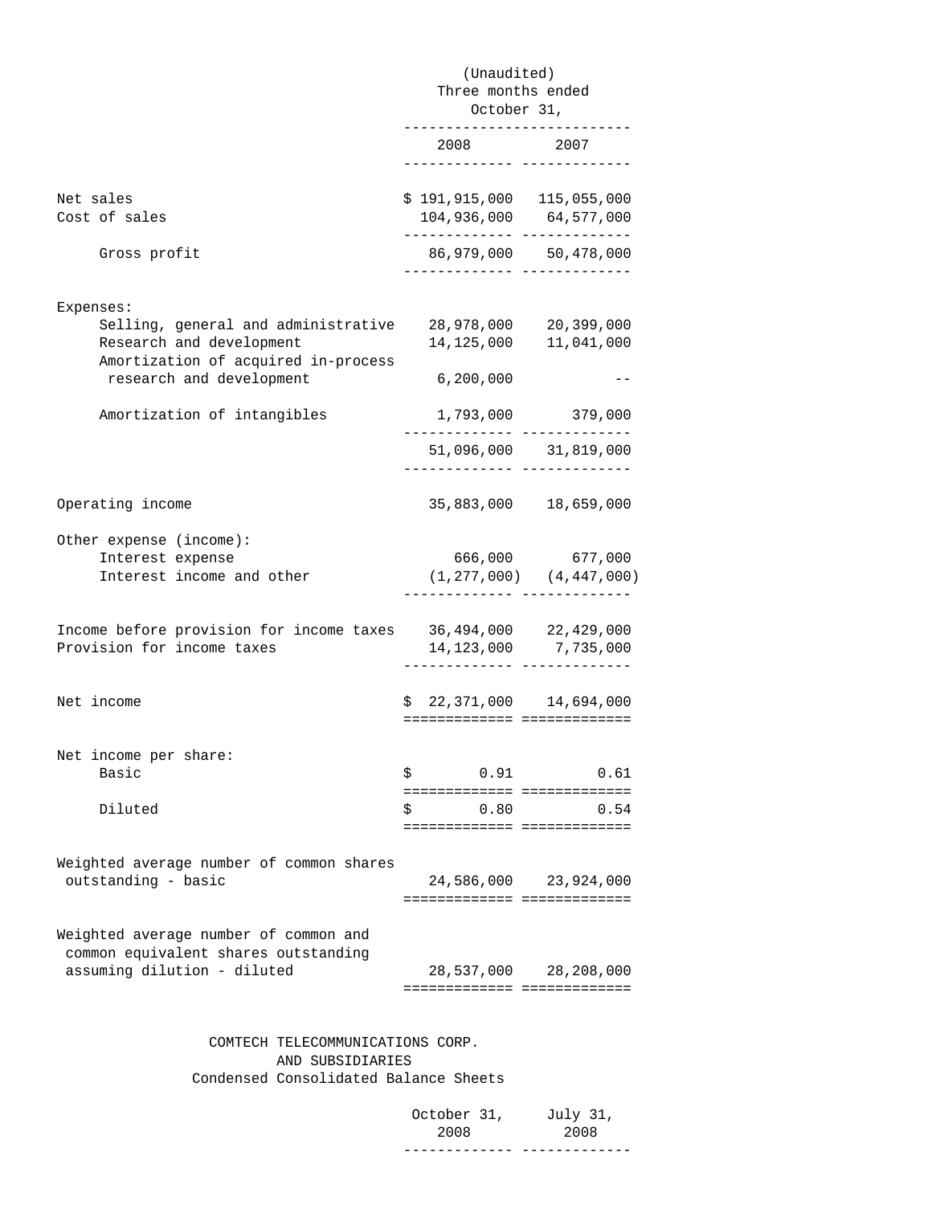| | (Unaudited) Three months ended October 31, | |
|---|---|---|
| | 2008 | 2007 |
| Net sales | $ 191,915,000 | 115,055,000 |
| Cost of sales | 104,936,000 | 64,577,000 |
| Gross profit | 86,979,000 | 50,478,000 |
| Expenses: | | |
| Selling, general and administrative | 28,978,000 | 20,399,000 |
| Research and development | 14,125,000 | 11,041,000 |
| Amortization of acquired in-process research and development | 6,200,000 | -- |
| Amortization of intangibles | 1,793,000 | 379,000 |
| | 51,096,000 | 31,819,000 |
| Operating income | 35,883,000 | 18,659,000 |
| Other expense (income): | | |
| Interest expense | 666,000 | 677,000 |
| Interest income and other | (1,277,000) | (4,447,000) |
| Income before provision for income taxes | 36,494,000 | 22,429,000 |
| Provision for income taxes | 14,123,000 | 7,735,000 |
| Net income | $ 22,371,000 | 14,694,000 |
| Net income per share: | | |
| Basic | $ 0.91 | 0.61 |
| Diluted | $ 0.80 | 0.54 |
| Weighted average number of common shares outstanding - basic | 24,586,000 | 23,924,000 |
| Weighted average number of common and common equivalent shares outstanding assuming dilution - diluted | 28,537,000 | 28,208,000 |

COMTECH TELECOMMUNICATIONS CORP.
AND SUBSIDIARIES
Condensed Consolidated Balance Sheets

| | October 31, 2008 | July 31, 2008 |
|---|---|---|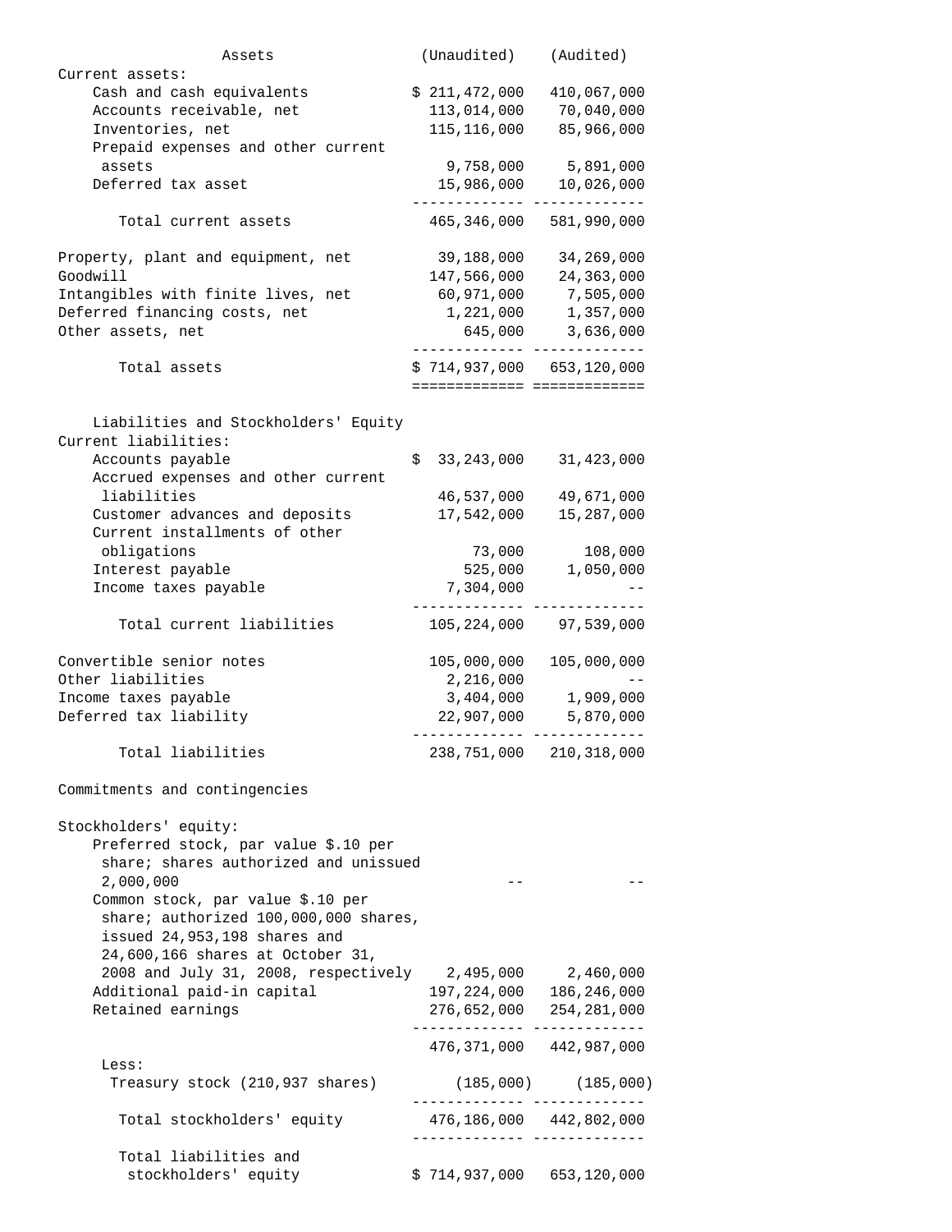| Assets | (Unaudited) | (Audited) |
| --- | --- | --- |
| Current assets: | | |
| Cash and cash equivalents | $ 211,472,000 | 410,067,000 |
| Accounts receivable, net | 113,014,000 | 70,040,000 |
| Inventories, net | 115,116,000 | 85,966,000 |
| Prepaid expenses and other current assets | 9,758,000 | 5,891,000 |
| Deferred tax asset | 15,986,000 | 10,026,000 |
| Total current assets | 465,346,000 | 581,990,000 |
| Property, plant and equipment, net | 39,188,000 | 34,269,000 |
| Goodwill | 147,566,000 | 24,363,000 |
| Intangibles with finite lives, net | 60,971,000 | 7,505,000 |
| Deferred financing costs, net | 1,221,000 | 1,357,000 |
| Other assets, net | 645,000 | 3,636,000 |
| Total assets | $ 714,937,000 | 653,120,000 |
| Liabilities and Stockholders' Equity | | |
| Current liabilities: | | |
| Accounts payable | $ 33,243,000 | 31,423,000 |
| Accrued expenses and other current liabilities | 46,537,000 | 49,671,000 |
| Customer advances and deposits | 17,542,000 | 15,287,000 |
| Current installments of other obligations | 73,000 | 108,000 |
| Interest payable | 525,000 | 1,050,000 |
| Income taxes payable | 7,304,000 | -- |
| Total current liabilities | 105,224,000 | 97,539,000 |
| Convertible senior notes | 105,000,000 | 105,000,000 |
| Other liabilities | 2,216,000 | -- |
| Income taxes payable | 3,404,000 | 1,909,000 |
| Deferred tax liability | 22,907,000 | 5,870,000 |
| Total liabilities | 238,751,000 | 210,318,000 |
| Commitments and contingencies | | |
| Stockholders' equity: | | |
| Preferred stock, par value $.10 per share; shares authorized and unissued 2,000,000 | -- | -- |
| Common stock, par value $.10 per share; authorized 100,000,000 shares, issued 24,953,198 shares and 24,600,166 shares at October 31, 2008 and July 31, 2008, respectively | 2,495,000 | 2,460,000 |
| Additional paid-in capital | 197,224,000 | 186,246,000 |
| Retained earnings | 276,652,000 | 254,281,000 |
| | 476,371,000 | 442,987,000 |
| Less: Treasury stock (210,937 shares) | (185,000) | (185,000) |
| Total stockholders' equity | 476,186,000 | 442,802,000 |
| Total liabilities and stockholders' equity | $ 714,937,000 | 653,120,000 |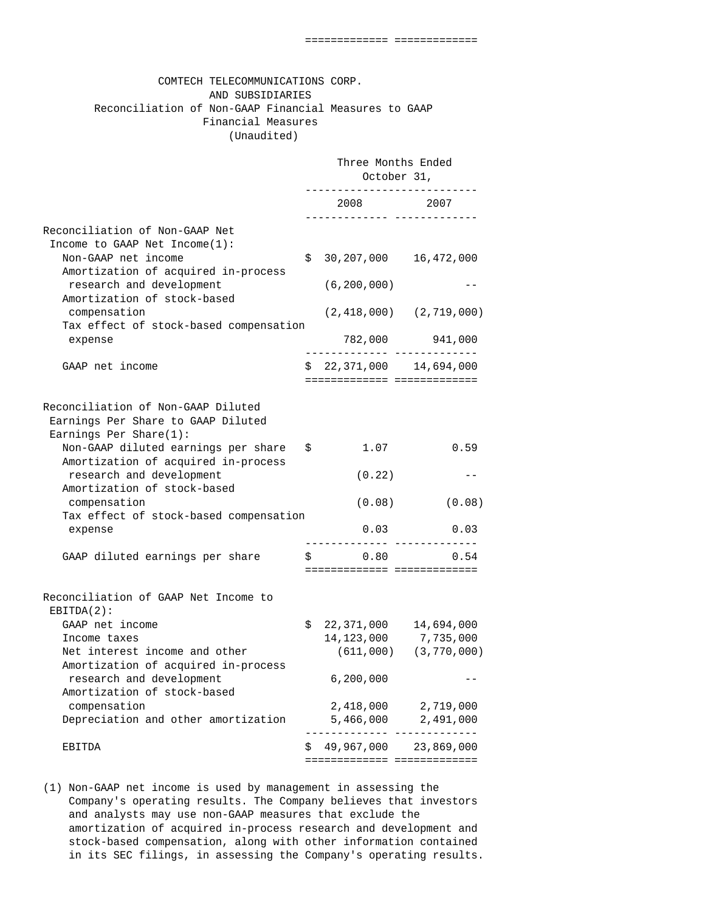# COMTECH TELECOMMUNICATIONS CORP. AND SUBSIDIARIES

## Reconciliation of Non-GAAP Financial Measures to GAAP Financial Measures

(Unaudited)

| | Three Months Ended October 31, 2008 | Three Months Ended October 31, 2007 |
|---|---|---|
| **Reconciliation of Non-GAAP Net Income to GAAP Net Income(1):** | | |
| Non-GAAP net income | $ 30,207,000 | 16,472,000 |
| Amortization of acquired in-process research and development | (6,200,000) | -- |
| Amortization of stock-based compensation | (2,418,000) | (2,719,000) |
| Tax effect of stock-based compensation expense | 782,000 | 941,000 |
| GAAP net income | $ 22,371,000 | 14,694,000 |
| **Reconciliation of Non-GAAP Diluted Earnings Per Share to GAAP Diluted Earnings Per Share(1):** | | |
| Non-GAAP diluted earnings per share | $ 1.07 | 0.59 |
| Amortization of acquired in-process research and development | (0.22) | -- |
| Amortization of stock-based compensation | (0.08) | (0.08) |
| Tax effect of stock-based compensation expense | 0.03 | 0.03 |
| GAAP diluted earnings per share | $ 0.80 | 0.54 |
| **Reconciliation of GAAP Net Income to EBITDA(2):** | | |
| GAAP net income | $ 22,371,000 | 14,694,000 |
| Income taxes | 14,123,000 | 7,735,000 |
| Net interest income and other | (611,000) | (3,770,000) |
| Amortization of acquired in-process research and development | 6,200,000 | -- |
| Amortization of stock-based compensation | 2,418,000 | 2,719,000 |
| Depreciation and other amortization | 5,466,000 | 2,491,000 |
| EBITDA | $ 49,967,000 | 23,869,000 |

(1) Non-GAAP net income is used by management in assessing the Company's operating results. The Company believes that investors and analysts may use non-GAAP measures that exclude the amortization of acquired in-process research and development and stock-based compensation, along with other information contained in its SEC filings, in assessing the Company's operating results.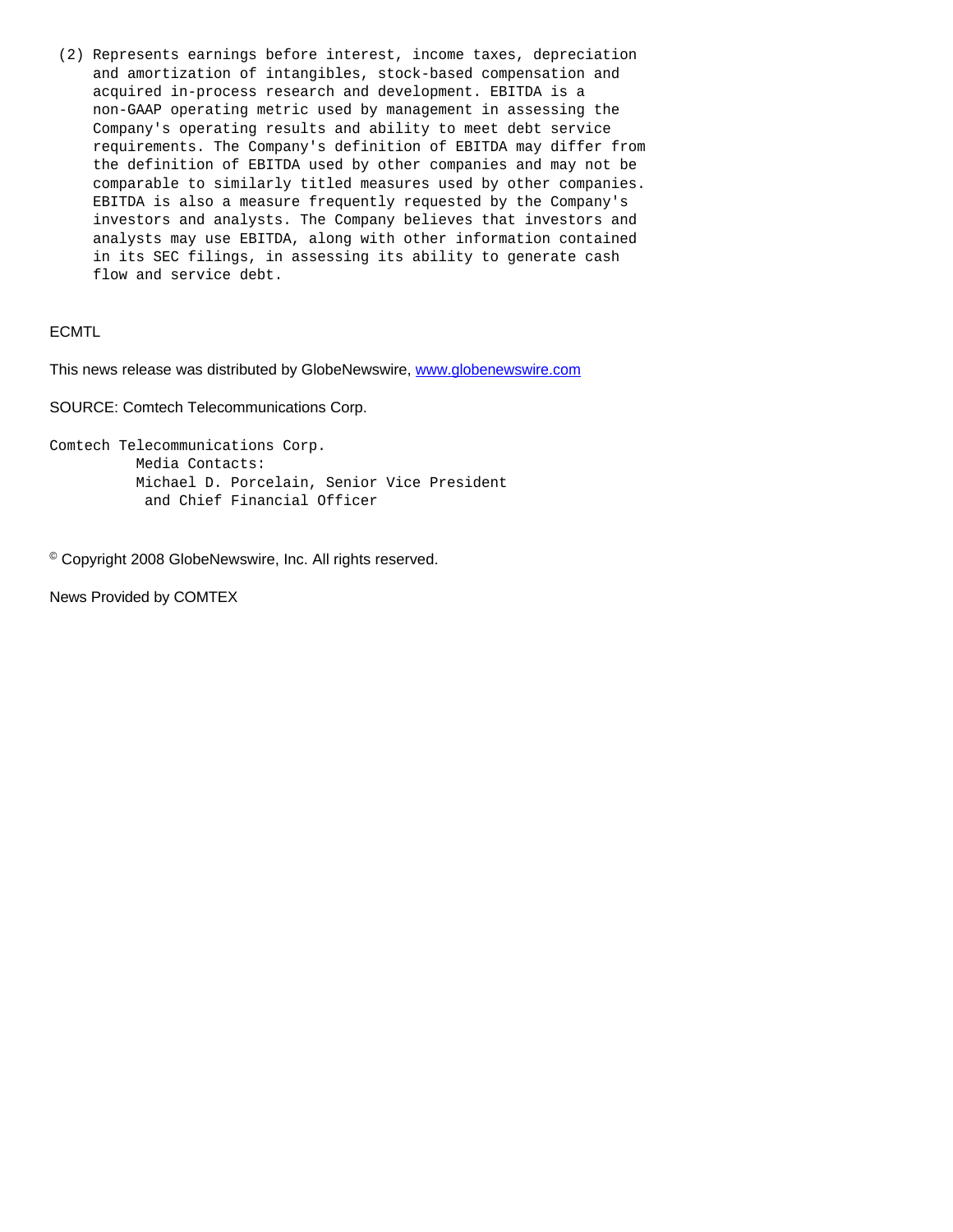(2) Represents earnings before interest, income taxes, depreciation and amortization of intangibles, stock-based compensation and acquired in-process research and development. EBITDA is a non-GAAP operating metric used by management in assessing the Company's operating results and ability to meet debt service requirements. The Company's definition of EBITDA may differ from the definition of EBITDA used by other companies and may not be comparable to similarly titled measures used by other companies. EBITDA is also a measure frequently requested by the Company's investors and analysts. The Company believes that investors and analysts may use EBITDA, along with other information contained in its SEC filings, in assessing its ability to generate cash flow and service debt.

ECMTL

This news release was distributed by GlobeNewswire, www.globenewswire.com

SOURCE: Comtech Telecommunications Corp.

Comtech Telecommunications Corp.
Media Contacts:
Michael D. Porcelain, Senior Vice President
and Chief Financial Officer

© Copyright 2008 GlobeNewswire, Inc. All rights reserved.

News Provided by COMTEX